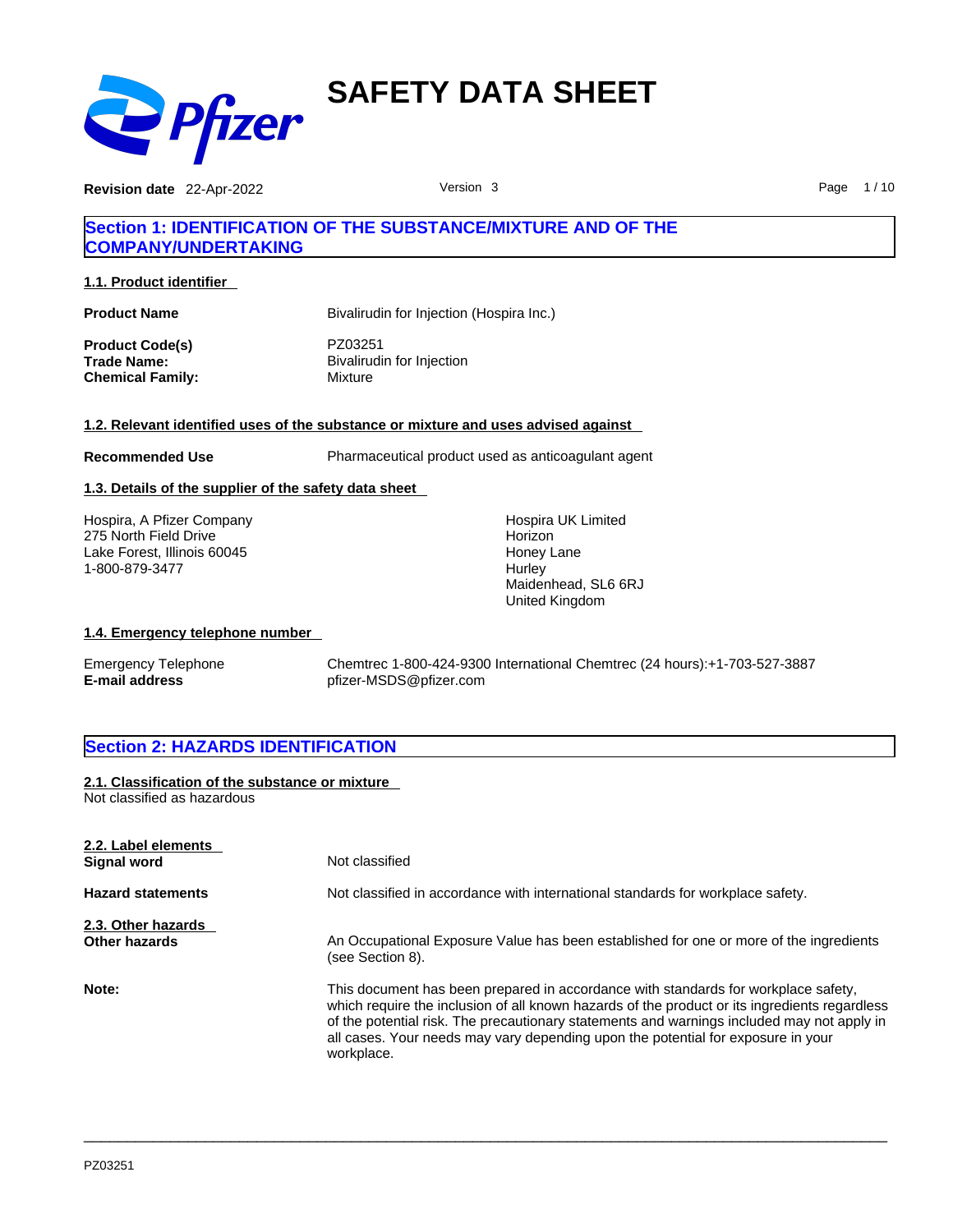# SAFETY DATA SHEET

**Revision date** 22-Apr-2022 Version 3

## Section 1: IDENTIFICATION OF THE SUBSTANCE/MIXTURE AND OF THE COMPANY/UNDERTAKING

### 1.1. Product identifier

| | |
|---|---|
| **Product Name** | Bivalirudin for Injection (Hospira Inc.) |
| **Product Code(s)** | PZ03251 |
| **Trade Name:** | Bivalirudin for Injection |
| **Chemical Family:** | Mixture |

### 1.2. Relevant identified uses of the substance or mixture and uses advised against

| | |
|---|---|
| **Recommended Use** | Pharmaceutical product used as anticoagulant agent |

### 1.3. Details of the supplier of the safety data sheet

Hospira, A Pfizer Company
275 North Field Drive
Lake Forest, Illinois 60045
1-800-879-3477

Hospira UK Limited
Horizon
Honey Lane
Hurley
Maidenhead, SL6 6RJ
United Kingdom

### 1.4. Emergency telephone number

| | |
|---|---|
| Emergency Telephone | Chemtrec 1-800-424-9300 International Chemtrec (24 hours):+1-703-527-3887 |
| **E-mail address** | pfizer-MSDS@pfizer.com |

## Section 2: HAZARDS IDENTIFICATION

### 2.1. Classification of the substance or mixture

Not classified as hazardous

### 2.2. Label elements

| | |
|---|---|
| **Signal word** | Not classified |
| **Hazard statements** | Not classified in accordance with international standards for workplace safety. |

### 2.3. Other hazards

| | |
|---|---|
| **Other hazards** | An Occupational Exposure Value has been established for one or more of the ingredients (see Section 8). |
| **Note:** | This document has been prepared in accordance with standards for workplace safety, which require the inclusion of all known hazards of the product or its ingredients regardless of the potential risk. The precautionary statements and warnings included may not apply in all cases. Your needs may vary depending upon the potential for exposure in your workplace. |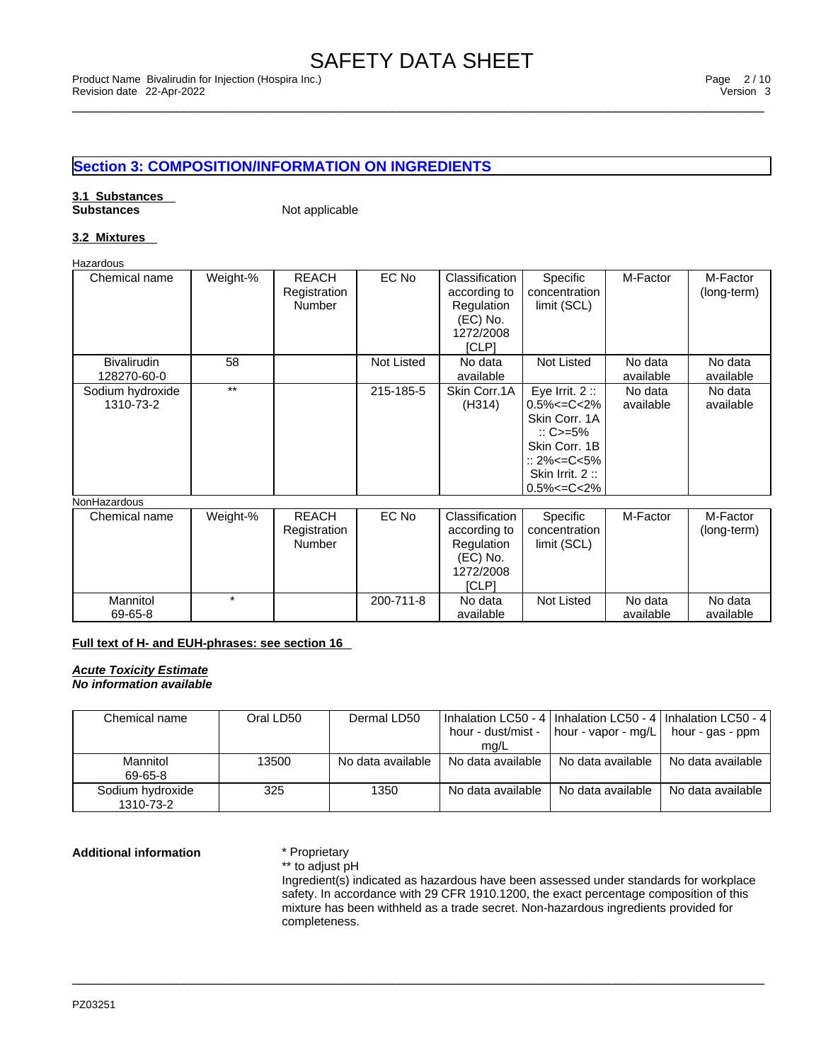## Section 3: COMPOSITION/INFORMATION ON INGREDIENTS

### 3.1 Substances

**Substances** Not applicable

### 3.2 Mixtures

Hazardous

| Chemical name | Weight-% | REACH Registration Number | EC No | Classification according to Regulation (EC) No. 1272/2008 [CLP] | Specific concentration limit (SCL) | M-Factor | M-Factor (long-term) |
|---|---|---|---|---|---|---|---|
| Bivalirudin 128270-60-0 | 58 | | Not Listed | No data available | Not Listed | No data available | No data available |
| Sodium hydroxide 1310-73-2 | ** | | 215-185-5 | Skin Corr.1A (H314) | Eye Irrit. 2 :: 0.5%<=C<2% Skin Corr. 1A :: C>=5% Skin Corr. 1B :: 2%<=C<5% Skin Irrit. 2 :: 0.5%<=C<2% | No data available | No data available |

NonHazardous

| Chemical name | Weight-% | REACH Registration Number | EC No | Classification according to Regulation (EC) No. 1272/2008 [CLP] | Specific concentration limit (SCL) | M-Factor | M-Factor (long-term) |
|---|---|---|---|---|---|---|---|
| Mannitol 69-65-8 | * | | 200-711-8 | No data available | Not Listed | No data available | No data available |

**Full text of H- and EUH-phrases: see section 16**

***Acute Toxicity Estimate***
***No information available***

| Chemical name | Oral LD50 | Dermal LD50 | Inhalation LC50 - 4 hour - dust/mist - mg/L | Inhalation LC50 - 4 hour - vapor - mg/L | Inhalation LC50 - 4 hour - gas - ppm |
|---|---|---|---|---|---|
| Mannitol 69-65-8 | 13500 | No data available | No data available | No data available | No data available |
| Sodium hydroxide 1310-73-2 | 325 | 1350 | No data available | No data available | No data available |

**Additional information**

* Proprietary
** to adjust pH
Ingredient(s) indicated as hazardous have been assessed under standards for workplace safety. In accordance with 29 CFR 1910.1200, the exact percentage composition of this mixture has been withheld as a trade secret. Non-hazardous ingredients provided for completeness.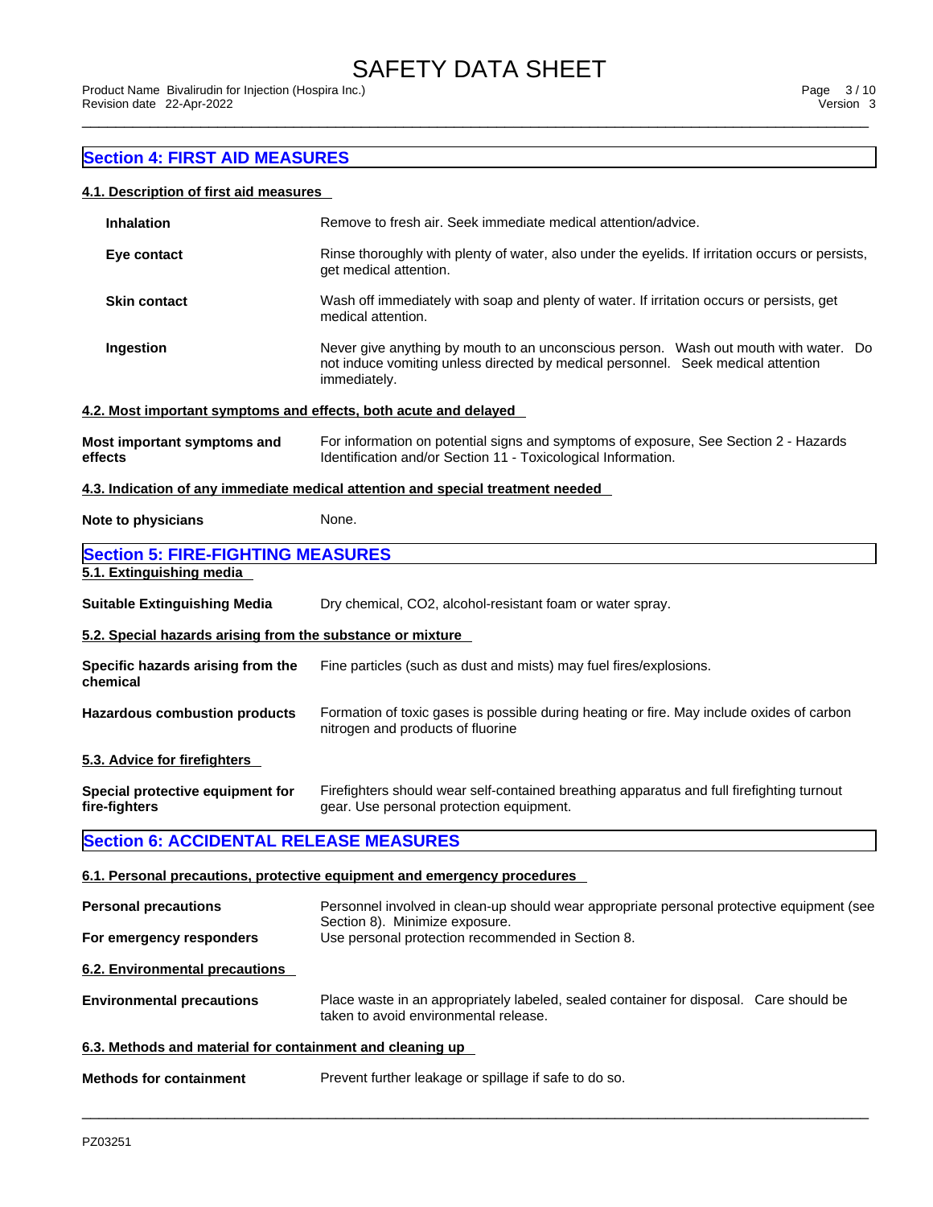## Section 4: FIRST AID MEASURES

### 4.1. Description of first aid measures

**Inhalation** Remove to fresh air. Seek immediate medical attention/advice.

**Eye contact** Rinse thoroughly with plenty of water, also under the eyelids. If irritation occurs or persists, get medical attention.

**Skin contact** Wash off immediately with soap and plenty of water. If irritation occurs or persists, get medical attention.

**Ingestion** Never give anything by mouth to an unconscious person. Wash out mouth with water. Do not induce vomiting unless directed by medical personnel. Seek medical attention immediately.

### 4.2. Most important symptoms and effects, both acute and delayed

**Most important symptoms and effects** For information on potential signs and symptoms of exposure, See Section 2 - Hazards Identification and/or Section 11 - Toxicological Information.

### 4.3. Indication of any immediate medical attention and special treatment needed

**Note to physicians** None.

## Section 5: FIRE-FIGHTING MEASURES

### 5.1. Extinguishing media

**Suitable Extinguishing Media** Dry chemical, $CO_2$, alcohol-resistant foam or water spray.

### 5.2. Special hazards arising from the substance or mixture

**Specific hazards arising from the chemical** Fine particles (such as dust and mists) may fuel fires/explosions.

**Hazardous combustion products** Formation of toxic gases is possible during heating or fire. May include oxides of carbon nitrogen and products of fluorine

### 5.3. Advice for firefighters

**Special protective equipment for fire-fighters** Firefighters should wear self-contained breathing apparatus and full firefighting turnout gear. Use personal protection equipment.

## Section 6: ACCIDENTAL RELEASE MEASURES

### 6.1. Personal precautions, protective equipment and emergency procedures

**Personal precautions** Personnel involved in clean-up should wear appropriate personal protective equipment (see Section 8). Minimize exposure.

**For emergency responders** Use personal protection recommended in Section 8.

### 6.2. Environmental precautions

**Environmental precautions** Place waste in an appropriately labeled, sealed container for disposal. Care should be taken to avoid environmental release.

### 6.3. Methods and material for containment and cleaning up

**Methods for containment** Prevent further leakage or spillage if safe to do so.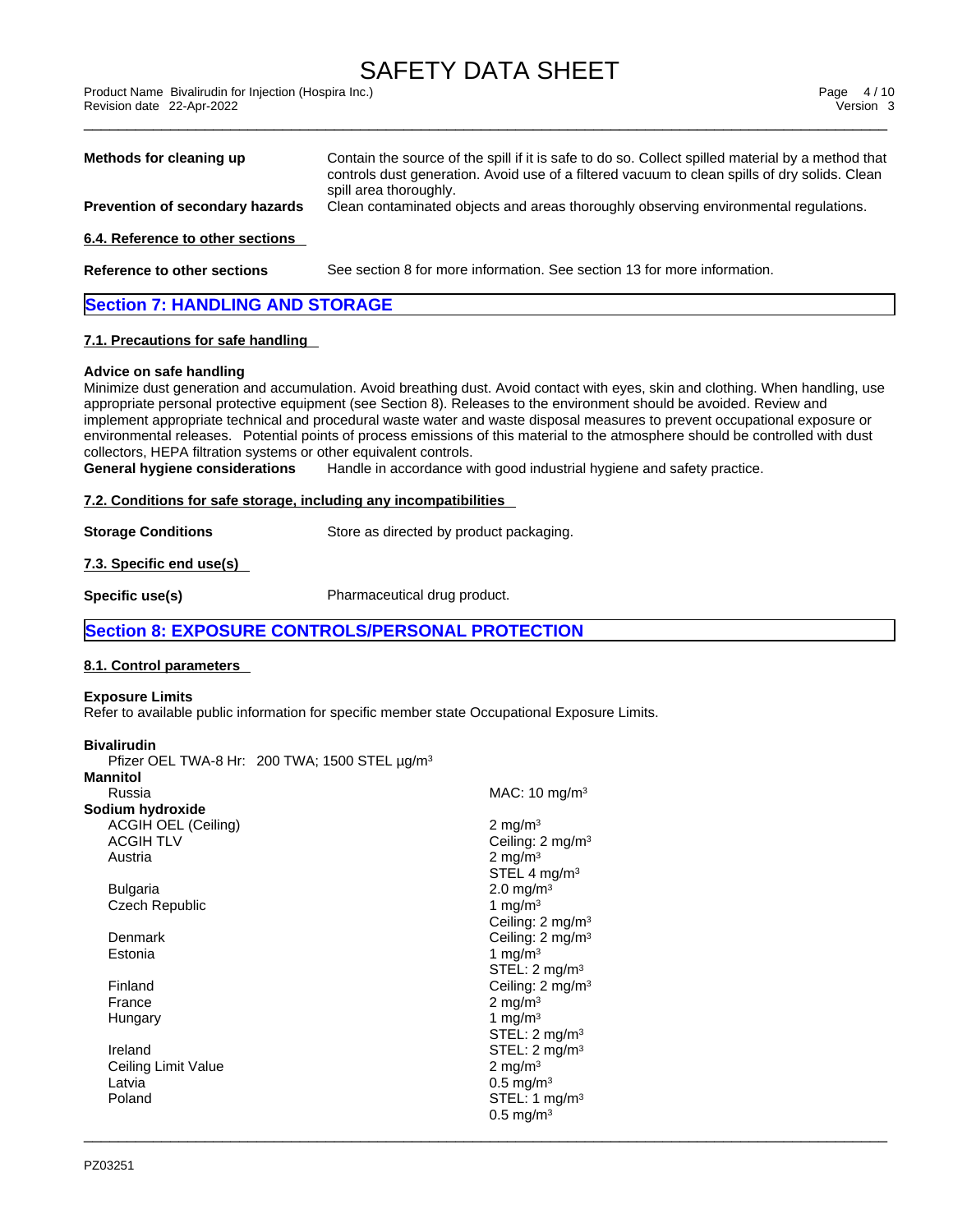**Methods for cleaning up** Contain the source of the spill if it is safe to do so. Collect spilled material by a method that controls dust generation. Avoid use of a filtered vacuum to clean spills of dry solids. Clean spill area thoroughly.

**Prevention of secondary hazards** Clean contaminated objects and areas thoroughly observing environmental regulations.

### 6.4. Reference to other sections

**Reference to other sections** See section 8 for more information. See section 13 for more information.

## Section 7: HANDLING AND STORAGE

### 7.1. Precautions for safe handling

**Advice on safe handling**

Minimize dust generation and accumulation. Avoid breathing dust. Avoid contact with eyes, skin and clothing. When handling, use appropriate personal protective equipment (see Section 8). Releases to the environment should be avoided. Review and implement appropriate technical and procedural waste water and waste disposal measures to prevent occupational exposure or environmental releases. Potential points of process emissions of this material to the atmosphere should be controlled with dust collectors, HEPA filtration systems or other equivalent controls.

**General hygiene considerations** Handle in accordance with good industrial hygiene and safety practice.

### 7.2. Conditions for safe storage, including any incompatibilities

**Storage Conditions** Store as directed by product packaging.

### 7.3. Specific end use(s)

**Specific use(s)** Pharmaceutical drug product.

## Section 8: EXPOSURE CONTROLS/PERSONAL PROTECTION

### 8.1. Control parameters

**Exposure Limits**

Refer to available public information for specific member state Occupational Exposure Limits.

**Bivalirudin**

Pfizer OEL TWA-8 Hr: 200 TWA; 1500 STEL µg/m³

| **Mannitol** | |
|---|---|
| Russia | MAC: 10 mg/m³ |
| **Sodium hydroxide** | |
| ACGIH OEL (Ceiling) | 2 mg/m³ |
| ACGIH TLV | Ceiling: 2 mg/m³ |
| Austria | 2 mg/m³<br>STEL 4 mg/m³ |
| Bulgaria | 2.0 mg/m³ |
| Czech Republic | 1 mg/m³<br>Ceiling: 2 mg/m³ |
| Denmark | Ceiling: 2 mg/m³ |
| Estonia | 1 mg/m³<br>STEL: 2 mg/m³ |
| Finland | Ceiling: 2 mg/m³ |
| France | 2 mg/m³ |
| Hungary | 1 mg/m³<br>STEL: 2 mg/m³ |
| Ireland | STEL: 2 mg/m³ |
| Ceiling Limit Value | 2 mg/m³ |
| Latvia | 0.5 mg/m³ |
| Poland | STEL: 1 mg/m³<br>0.5 mg/m³ |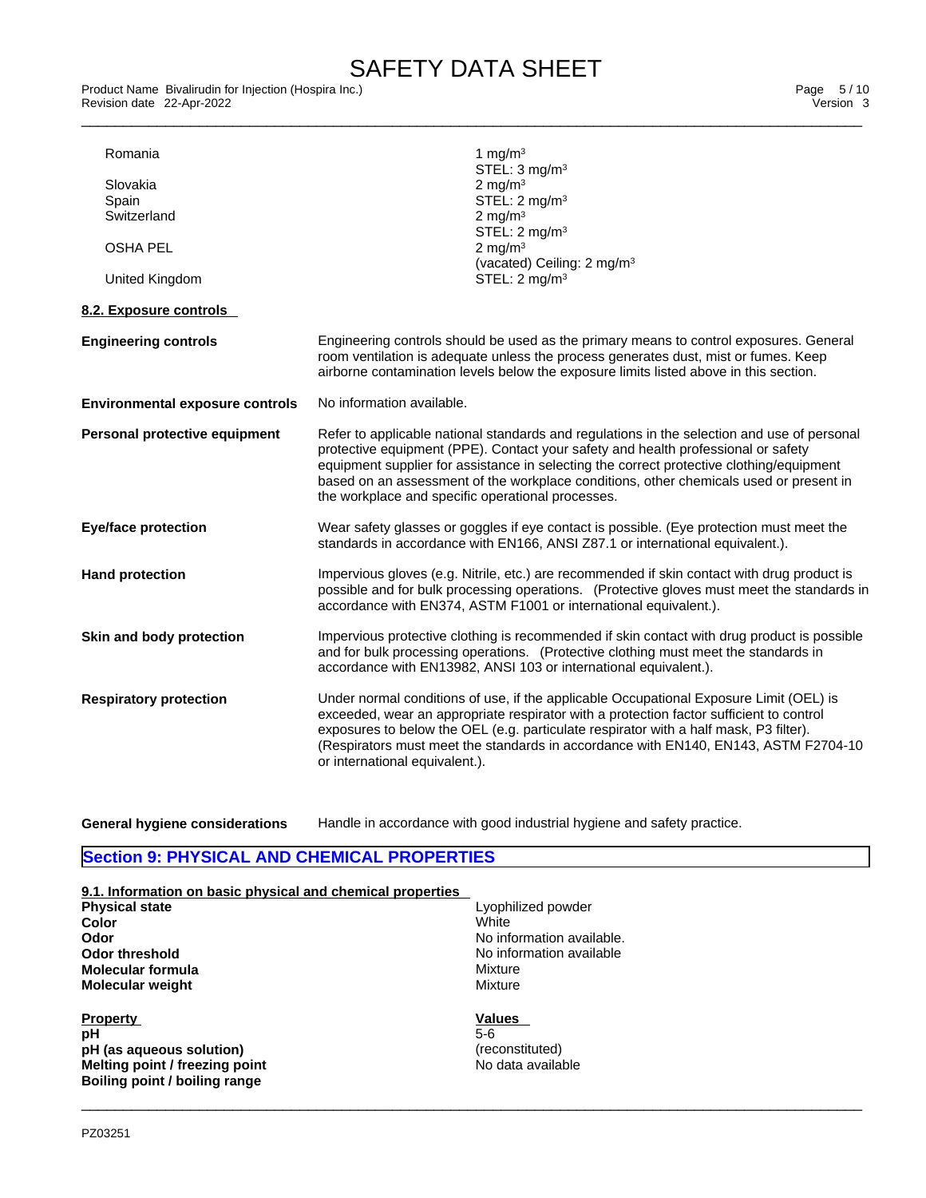| | |
|---|---|
| Romania | 1 mg/m³<br>STEL: 3 mg/m³ |
| Slovakia | 2 mg/m³ |
| Spain | STEL: 2 mg/m³ |
| Switzerland | 2 mg/m³<br>STEL: 2 mg/m³ |
| OSHA PEL | 2 mg/m³<br>(vacated) Ceiling: 2 mg/m³ |
| United Kingdom | STEL: 2 mg/m³ |

### 8.2. Exposure controls

**Engineering controls**
Engineering controls should be used as the primary means to control exposures. General room ventilation is adequate unless the process generates dust, mist or fumes. Keep airborne contamination levels below the exposure limits listed above in this section.

**Environmental exposure controls**
No information available.

**Personal protective equipment**
Refer to applicable national standards and regulations in the selection and use of personal protective equipment (PPE). Contact your safety and health professional or safety equipment supplier for assistance in selecting the correct protective clothing/equipment based on an assessment of the workplace conditions, other chemicals used or present in the workplace and specific operational processes.

**Eye/face protection**
Wear safety glasses or goggles if eye contact is possible. (Eye protection must meet the standards in accordance with EN166, ANSI Z87.1 or international equivalent.).

**Hand protection**
Impervious gloves (e.g. Nitrile, etc.) are recommended if skin contact with drug product is possible and for bulk processing operations. (Protective gloves must meet the standards in accordance with EN374, ASTM F1001 or international equivalent.).

**Skin and body protection**
Impervious protective clothing is recommended if skin contact with drug product is possible and for bulk processing operations. (Protective clothing must meet the standards in accordance with EN13982, ANSI 103 or international equivalent.).

**Respiratory protection**
Under normal conditions of use, if the applicable Occupational Exposure Limit (OEL) is exceeded, wear an appropriate respirator with a protection factor sufficient to control exposures to below the OEL (e.g. particulate respirator with a half mask, P3 filter). (Respirators must meet the standards in accordance with EN140, EN143, ASTM F2704-10 or international equivalent.).

**General hygiene considerations**
Handle in accordance with good industrial hygiene and safety practice.

## Section 9: PHYSICAL AND CHEMICAL PROPERTIES

### 9.1. Information on basic physical and chemical properties

| | |
|---|---|
| **Physical state** | Lyophilized powder |
| **Color** | White |
| **Odor** | No information available. |
| **Odor threshold** | No information available |
| **Molecular formula** | Mixture |
| **Molecular weight** | Mixture |

| **Property** | **Values** |
|---|---|
| **pH** | 5-6 |
| **pH (as aqueous solution)** | (reconstituted) |
| **Melting point / freezing point** | No data available |
| **Boiling point / boiling range** | |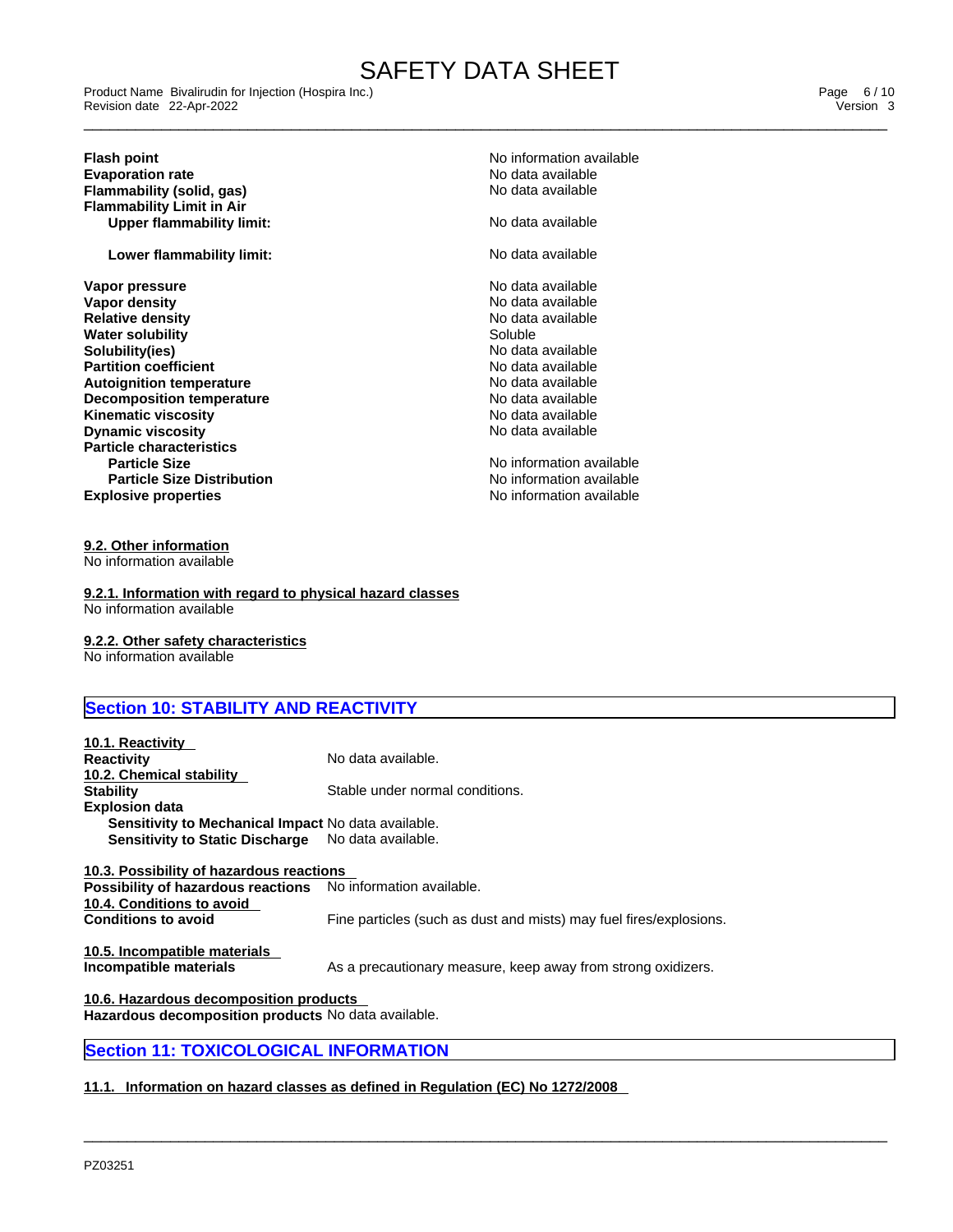| Property | Value |
| --- | --- |
| **Flash point** | No information available |
| **Evaporation rate** | No data available |
| **Flammability (solid, gas)** | No data available |
| **Flammability Limit in Air** | |
| **Upper flammability limit:** | No data available |
| **Lower flammability limit:** | No data available |
| **Vapor pressure** | No data available |
| **Vapor density** | No data available |
| **Relative density** | No data available |
| **Water solubility** | Soluble |
| **Solubility(ies)** | No data available |
| **Partition coefficient** | No data available |
| **Autoignition temperature** | No data available |
| **Decomposition temperature** | No data available |
| **Kinematic viscosity** | No data available |
| **Dynamic viscosity** | No data available |
| **Particle characteristics** | |
| **Particle Size** | No information available |
| **Particle Size Distribution** | No information available |
| **Explosive properties** | No information available |

**9.2. Other information**

No information available

**9.2.1. Information with regard to physical hazard classes**

No information available

**9.2.2. Other safety characteristics**

No information available

## Section 10: STABILITY AND REACTIVITY

**10.1. Reactivity**

**Reactivity** No data available.

**10.2. Chemical stability**

**Stability** Stable under normal conditions.

**Explosion data**

**Sensitivity to Mechanical Impact** No data available.

**Sensitivity to Static Discharge** No data available.

**10.3. Possibility of hazardous reactions**

**Possibility of hazardous reactions** No information available.

**10.4. Conditions to avoid**

**Conditions to avoid** Fine particles (such as dust and mists) may fuel fires/explosions.

**10.5. Incompatible materials**

**Incompatible materials** As a precautionary measure, keep away from strong oxidizers.

**10.6. Hazardous decomposition products**

**Hazardous decomposition products** No data available.

## Section 11: TOXICOLOGICAL INFORMATION

**11.1. Information on hazard classes as defined in Regulation (EC) No 1272/2008**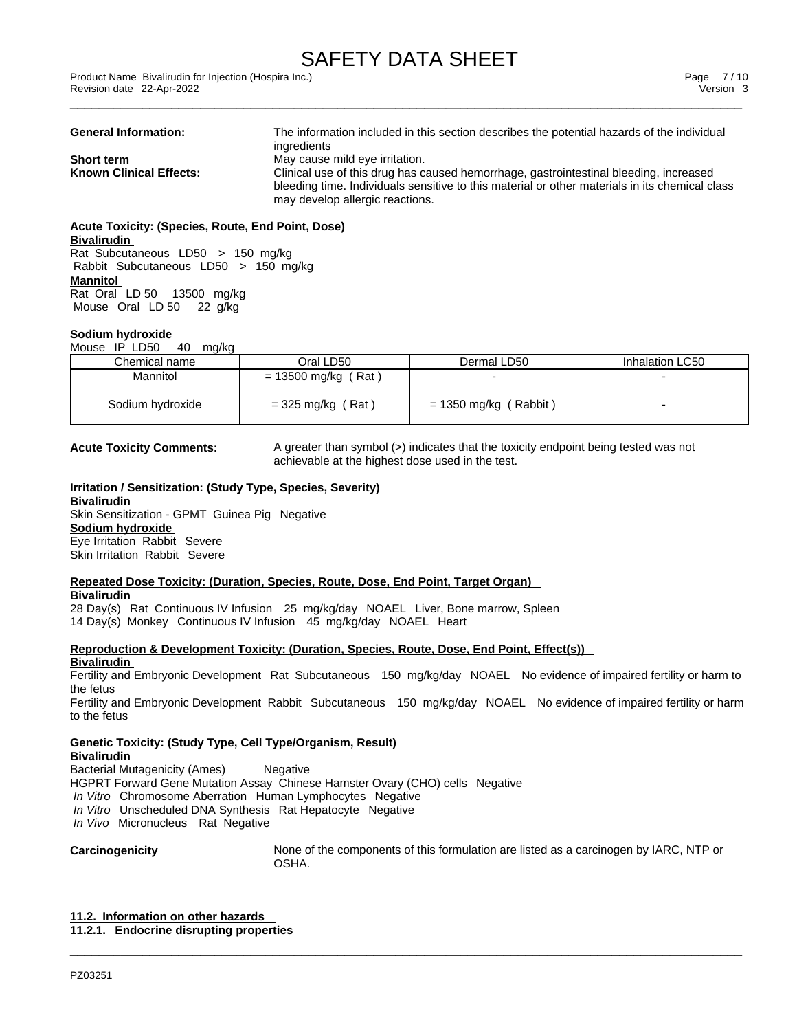**General Information:** The information included in this section describes the potential hazards of the individual ingredients

**Short term** May cause mild eye irritation.

**Known Clinical Effects:** Clinical use of this drug has caused hemorrhage, gastrointestinal bleeding, increased bleeding time. Individuals sensitive to this material or other materials in its chemical class may develop allergic reactions.

**Acute Toxicity: (Species, Route, End Point, Dose)**

**Bivalirudin**

Rat Subcutaneous LD50 > 150 mg/kg
Rabbit Subcutaneous LD50 > 150 mg/kg

**Mannitol**

Rat Oral LD 50 13500 mg/kg
Mouse Oral LD 50 22 g/kg

**Sodium hydroxide**

Mouse IP LD50 40 mg/kg

| Chemical name | Oral LD50 | Dermal LD50 | Inhalation LC50 |
|---|---|---|---|
| Mannitol | = 13500 mg/kg ( Rat ) | - | - |
| Sodium hydroxide | = 325 mg/kg ( Rat ) | = 1350 mg/kg ( Rabbit ) | - |

**Acute Toxicity Comments:** A greater than symbol (>) indicates that the toxicity endpoint being tested was not achievable at the highest dose used in the test.

**Irritation / Sensitization: (Study Type, Species, Severity)**

**Bivalirudin**

Skin Sensitization - GPMT Guinea Pig Negative

**Sodium hydroxide**

Eye Irritation Rabbit Severe
Skin Irritation Rabbit Severe

**Repeated Dose Toxicity: (Duration, Species, Route, Dose, End Point, Target Organ)**

**Bivalirudin**

28 Day(s) Rat Continuous IV Infusion 25 mg/kg/day NOAEL Liver, Bone marrow, Spleen
14 Day(s) Monkey Continuous IV Infusion 45 mg/kg/day NOAEL Heart

**Reproduction & Development Toxicity: (Duration, Species, Route, Dose, End Point, Effect(s))**

**Bivalirudin**

Fertility and Embryonic Development Rat Subcutaneous 150 mg/kg/day NOAEL No evidence of impaired fertility or harm to the fetus

Fertility and Embryonic Development Rabbit Subcutaneous 150 mg/kg/day NOAEL No evidence of impaired fertility or harm to the fetus

**Genetic Toxicity: (Study Type, Cell Type/Organism, Result)**

**Bivalirudin**

Bacterial Mutagenicity (Ames) Negative
HGPRT Forward Gene Mutation Assay Chinese Hamster Ovary (CHO) cells Negative
*In Vitro* Chromosome Aberration Human Lymphocytes Negative
*In Vitro* Unscheduled DNA Synthesis Rat Hepatocyte Negative
*In Vivo* Micronucleus Rat Negative

**Carcinogenicity** None of the components of this formulation are listed as a carcinogen by IARC, NTP or OSHA.

**11.2. Information on other hazards**

**11.2.1. Endocrine disrupting properties**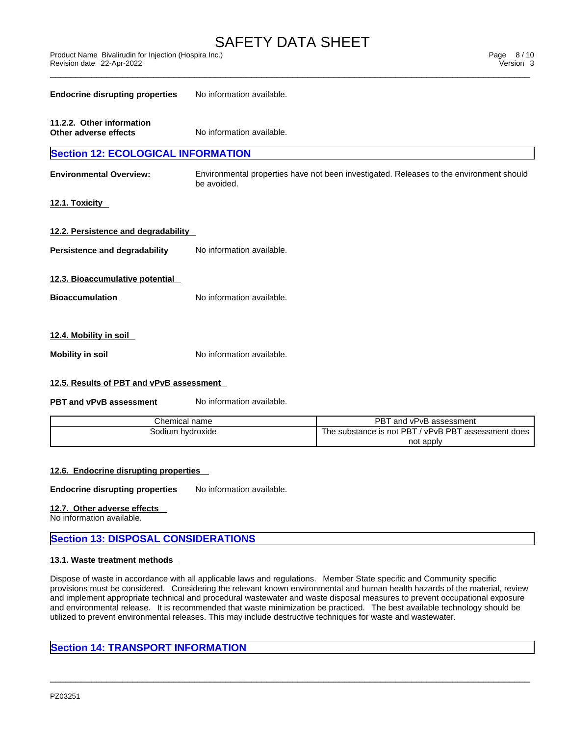**Endocrine disrupting properties** No information available.

**11.2.2. Other information**
**Other adverse effects** No information available.

## Section 12: ECOLOGICAL INFORMATION

**Environmental Overview:** Environmental properties have not been investigated. Releases to the environment should be avoided.

### 12.1. Toxicity

### 12.2. Persistence and degradability

**Persistence and degradability** No information available.

### 12.3. Bioaccumulative potential

**Bioaccumulation** No information available.

### 12.4. Mobility in soil

**Mobility in soil** No information available.

### 12.5. Results of PBT and vPvB assessment

**PBT and vPvB assessment** No information available.

| Chemical name | PBT and vPvB assessment |
|---|---|
| Sodium hydroxide | The substance is not PBT / vPvB PBT assessment does not apply |

### 12.6. Endocrine disrupting properties

**Endocrine disrupting properties** No information available.

### 12.7. Other adverse effects

No information available.

## Section 13: DISPOSAL CONSIDERATIONS

### 13.1. Waste treatment methods

Dispose of waste in accordance with all applicable laws and regulations. Member State specific and Community specific provisions must be considered. Considering the relevant known environmental and human health hazards of the material, review and implement appropriate technical and procedural wastewater and waste disposal measures to prevent occupational exposure and environmental release. It is recommended that waste minimization be practiced. The best available technology should be utilized to prevent environmental releases. This may include destructive techniques for waste and wastewater.

## Section 14: TRANSPORT INFORMATION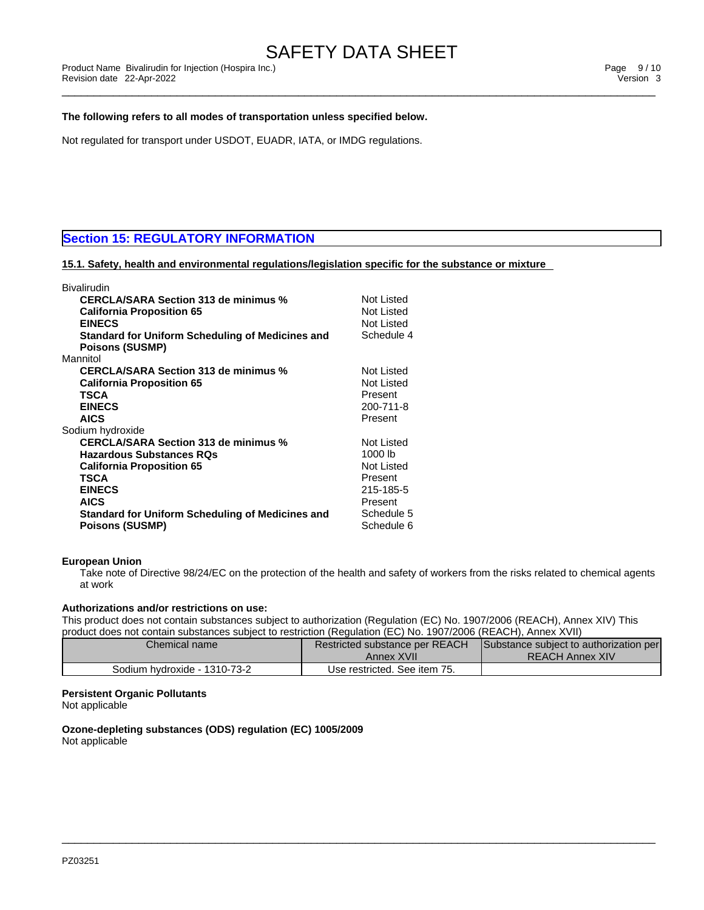**The following refers to all modes of transportation unless specified below.**

Not regulated for transport under USDOT, EUADR, IATA, or IMDG regulations.

## Section 15: REGULATORY INFORMATION

### 15.1. Safety, health and environmental regulations/legislation specific for the substance or mixture

Bivalirudin

| | |
|---|---|
| **CERCLA/SARA Section 313 de minimus %** | Not Listed |
| **California Proposition 65** | Not Listed |
| **EINECS** | Not Listed |
| **Standard for Uniform Scheduling of Medicines and Poisons (SUSMP)** | Schedule 4 |

Mannitol

| | |
|---|---|
| **CERCLA/SARA Section 313 de minimus %** | Not Listed |
| **California Proposition 65** | Not Listed |
| **TSCA** | Present |
| **EINECS** | 200-711-8 |
| **AICS** | Present |

Sodium hydroxide

| | |
|---|---|
| **CERCLA/SARA Section 313 de minimus %** | Not Listed |
| **Hazardous Substances RQs** | 1000 lb |
| **California Proposition 65** | Not Listed |
| **TSCA** | Present |
| **EINECS** | 215-185-5 |
| **AICS** | Present |
| **Standard for Uniform Scheduling of Medicines and Poisons (SUSMP)** | Schedule 5<br>Schedule 6 |

**European Union**

Take note of Directive 98/24/EC on the protection of the health and safety of workers from the risks related to chemical agents at work

**Authorizations and/or restrictions on use:**

This product does not contain substances subject to authorization (Regulation (EC) No. 1907/2006 (REACH), Annex XIV) This product does not contain substances subject to restriction (Regulation (EC) No. 1907/2006 (REACH), Annex XVII)

| Chemical name | Restricted substance per REACH Annex XVII | Substance subject to authorization per REACH Annex XIV |
|---|---|---|
| Sodium hydroxide - 1310-73-2 | Use restricted. See item 75. | |

**Persistent Organic Pollutants**

Not applicable

**Ozone-depleting substances (ODS) regulation (EC) 1005/2009**

Not applicable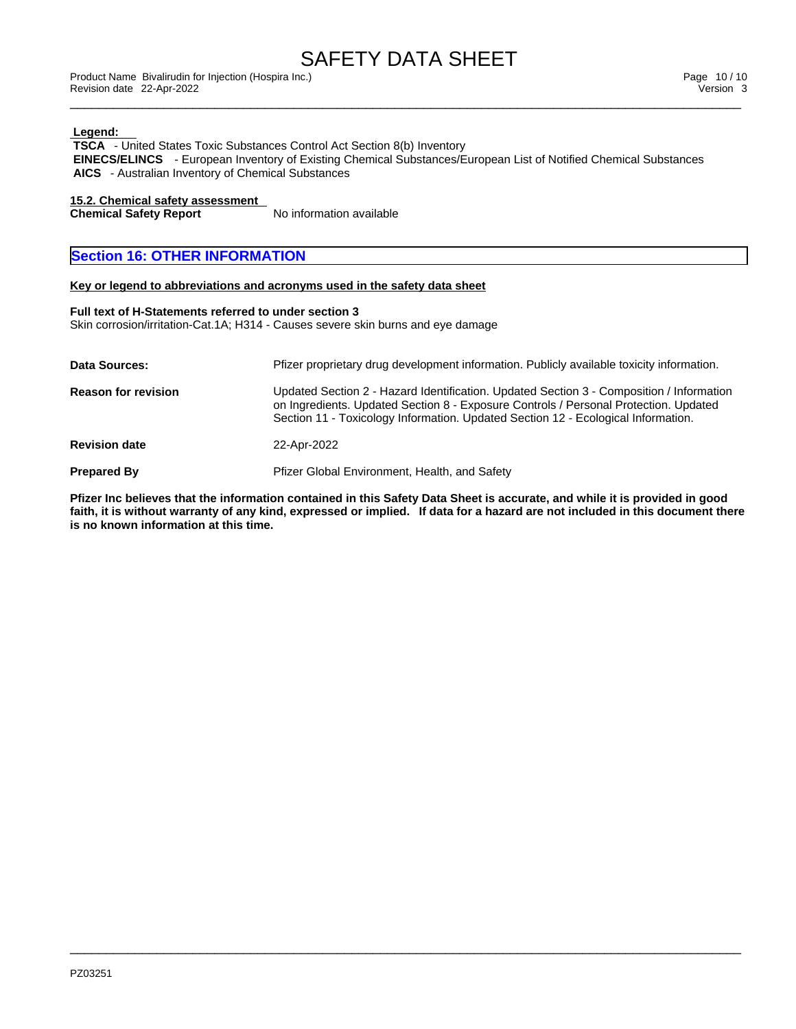**Legend:**

**TSCA** - United States Toxic Substances Control Act Section 8(b) Inventory
**EINECS/ELINCS** - European Inventory of Existing Chemical Substances/European List of Notified Chemical Substances
**AICS** - Australian Inventory of Chemical Substances

**15.2. Chemical safety assessment**

**Chemical Safety Report** No information available

## Section 16: OTHER INFORMATION

**Key or legend to abbreviations and acronyms used in the safety data sheet**

**Full text of H-Statements referred to under section 3**
Skin corrosion/irritation-Cat.1A; H314 - Causes severe skin burns and eye damage

**Data Sources:** Pfizer proprietary drug development information. Publicly available toxicity information.

**Reason for revision** Updated Section 2 - Hazard Identification. Updated Section 3 - Composition / Information on Ingredients. Updated Section 8 - Exposure Controls / Personal Protection. Updated Section 11 - Toxicology Information. Updated Section 12 - Ecological Information.

**Revision date** 22-Apr-2022

**Prepared By** Pfizer Global Environment, Health, and Safety

**Pfizer Inc believes that the information contained in this Safety Data Sheet is accurate, and while it is provided in good faith, it is without warranty of any kind, expressed or implied. If data for a hazard are not included in this document there is no known information at this time.**

PZ03251